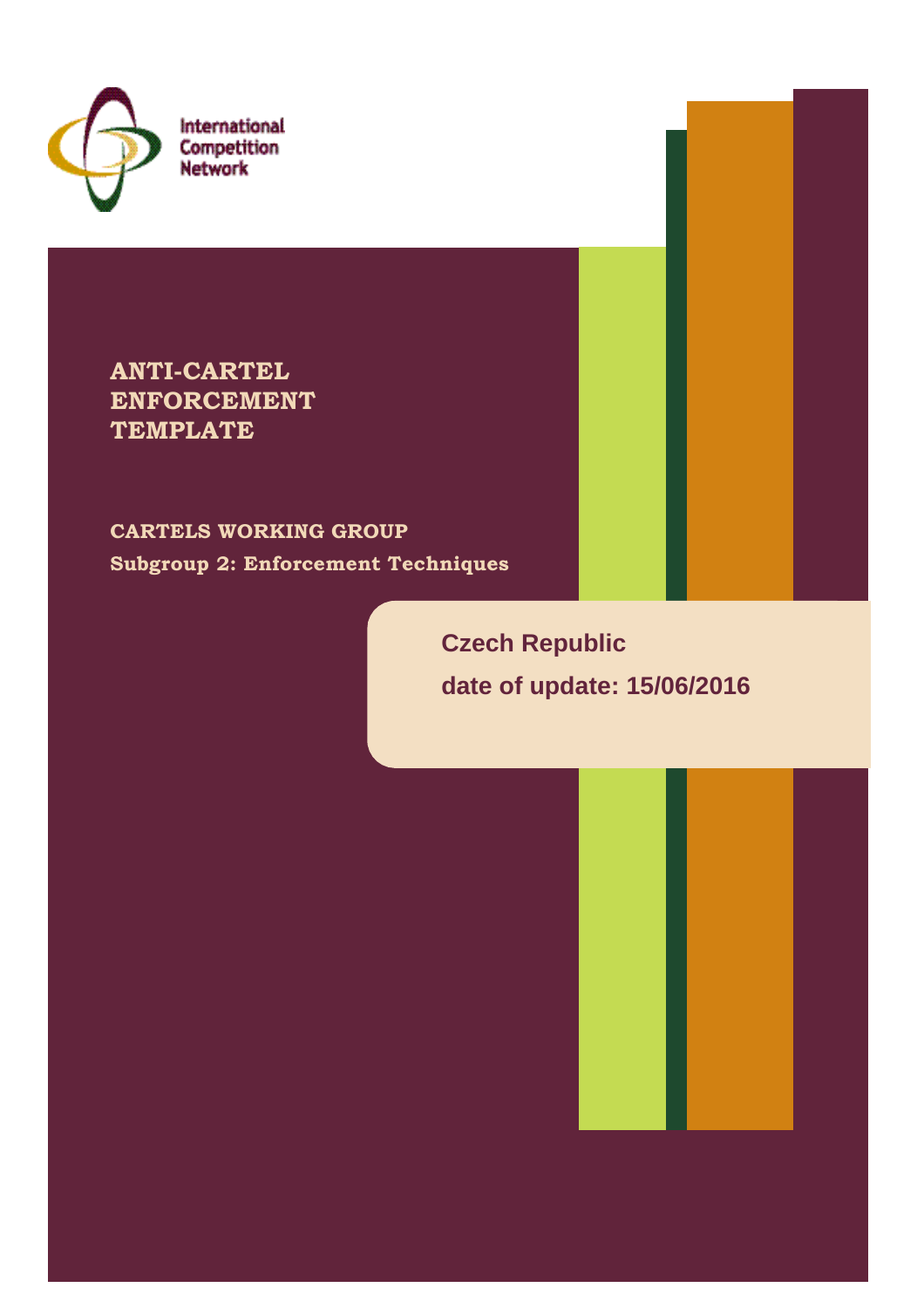International Competition Network

# ANTI-CARTEL ENFORCEMENT TEMPLATE

## CARTELS WORKING GROUP

**Subgroup 2: Enforcement Techniques**

**Czech Republic**

**date of update: 15/06/2016**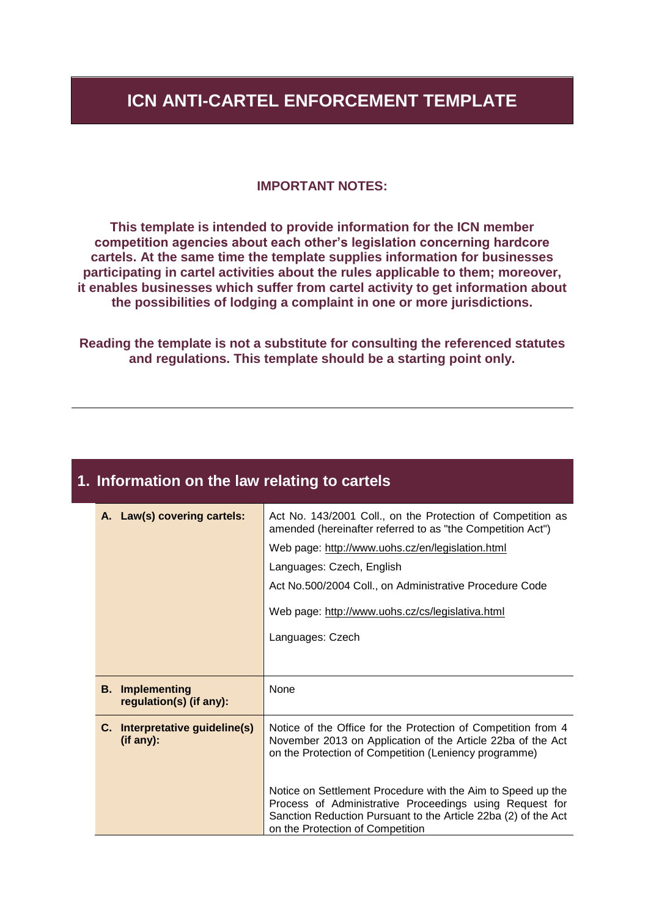# ICN ANTI-CARTEL ENFORCEMENT TEMPLATE

**IMPORTANT NOTES:**

**This template is intended to provide information for the ICN member competition agencies about each other's legislation concerning hardcore cartels. At the same time the template supplies information for businesses participating in cartel activities about the rules applicable to them; moreover, it enables businesses which suffer from cartel activity to get information about the possibilities of lodging a complaint in one or more jurisdictions.**

**Reading the template is not a substitute for consulting the referenced statutes and regulations. This template should be a starting point only.**

---

## 1. Information on the law relating to cartels

| | |
|---|---|
| **A. Law(s) covering cartels:** | Act No. 143/2001 Coll., on the Protection of Competition as amended (hereinafter referred to as "the Competition Act")<br>Web page: http://www.uohs.cz/en/legislation.html<br>Languages: Czech, English<br>Act No.500/2004 Coll., on Administrative Procedure Code<br>Web page: http://www.uohs.cz/cs/legislativa.html<br>Languages: Czech |
| **B. Implementing regulation(s) (if any):** | None |
| **C. Interpretative guideline(s) (if any):** | Notice of the Office for the Protection of Competition from 4 November 2013 on Application of the Article 22ba of the Act on the Protection of Competition (Leniency programme)<br><br>Notice on Settlement Procedure with the Aim to Speed up the Process of Administrative Proceedings using Request for Sanction Reduction Pursuant to the Article 22ba (2) of the Act on the Protection of Competition |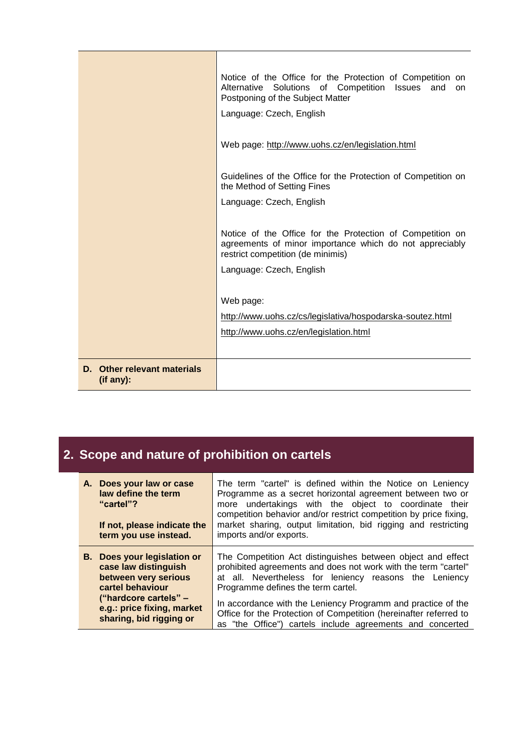| | |
|---|---|
| | Notice of the Office for the Protection of Competition on Alternative Solutions of Competition Issues and on Postponing of the Subject Matter<br><br>Language: Czech, English<br><br>Web page: http://www.uohs.cz/en/legislation.html<br><br>Guidelines of the Office for the Protection of Competition on the Method of Setting Fines<br><br>Language: Czech, English<br><br>Notice of the Office for the Protection of Competition on agreements of minor importance which do not appreciably restrict competition (de minimis)<br><br>Language: Czech, English<br><br>Web page:<br><br>http://www.uohs.cz/cs/legislativa/hospodarska-soutez.html<br><br>http://www.uohs.cz/en/legislation.html |
| **D. Other relevant materials (if any):** | |

## 2. Scope and nature of prohibition on cartels

| | |
|---|---|
| **A. Does your law or case law define the term "cartel"?**<br><br>**If not, please indicate the term you use instead.** | The term "cartel" is defined within the Notice on Leniency Programme as a secret horizontal agreement between two or more undertakings with the object to coordinate their competition behavior and/or restrict competition by price fixing, market sharing, output limitation, bid rigging and restricting imports and/or exports. |
| **B. Does your legislation or case law distinguish between very serious cartel behaviour ("hardcore cartels" – e.g.: price fixing, market sharing, bid rigging or** | The Competition Act distinguishes between object and effect prohibited agreements and does not work with the term "cartel" at all. Nevertheless for leniency reasons the Leniency Programme defines the term cartel.<br><br>In accordance with the Leniency Programm and practice of the Office for the Protection of Competition (hereinafter referred to as "the Office") cartels include agreements and concerted |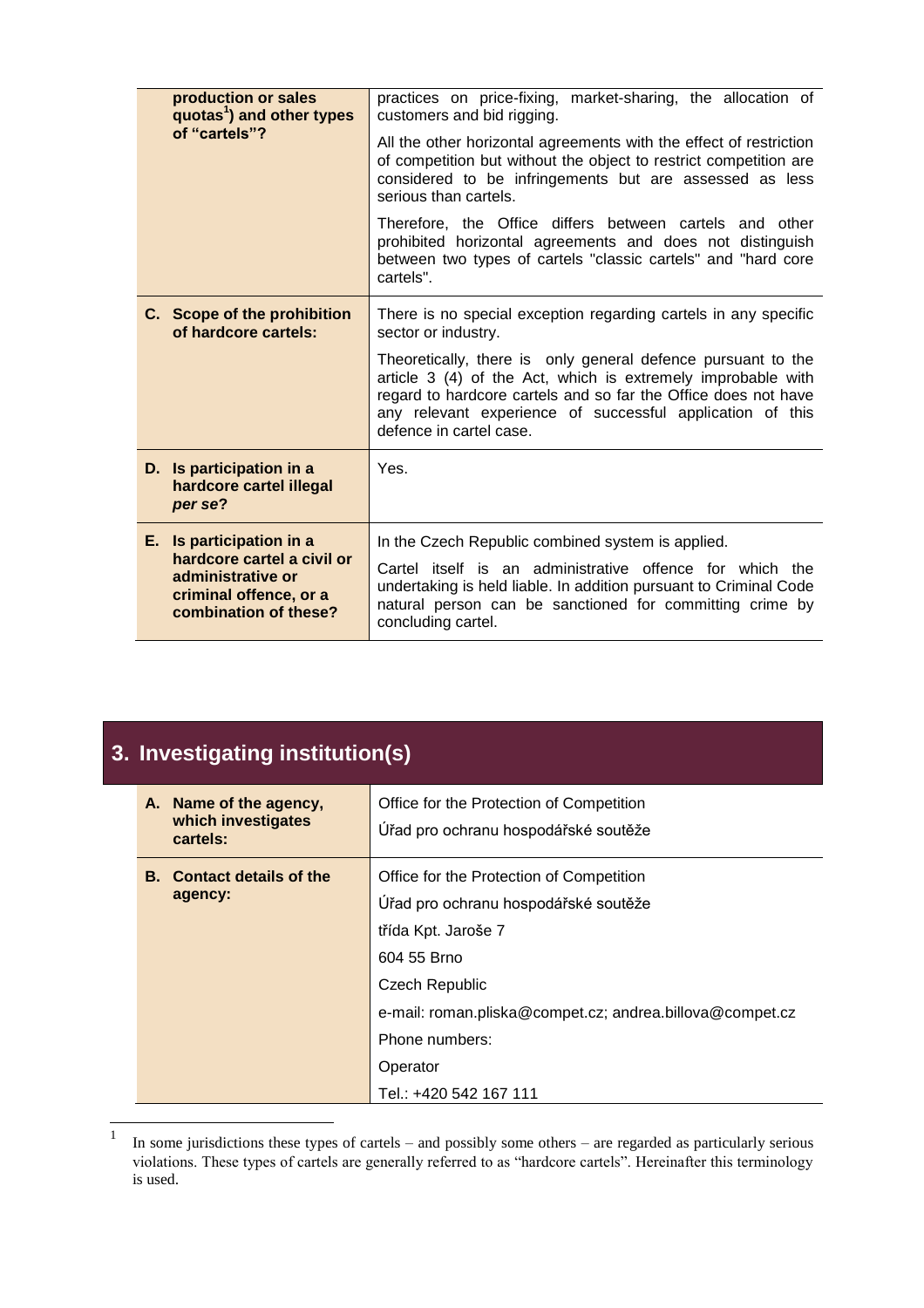| | |
|---|---|
| **production or sales quotas[1]) and other types of "cartels"?** | practices on price-fixing, market-sharing, the allocation of customers and bid rigging.<br><br>All the other horizontal agreements with the effect of restriction of competition but without the object to restrict competition are considered to be infringements but are assessed as less serious than cartels.<br><br>Therefore, the Office differs between cartels and other prohibited horizontal agreements and does not distinguish between two types of cartels "classic cartels" and "hard core cartels". |
| **C. Scope of the prohibition of hardcore cartels:** | There is no special exception regarding cartels in any specific sector or industry.<br><br>Theoretically, there is only general defence pursuant to the article 3 (4) of the Act, which is extremely improbable with regard to hardcore cartels and so far the Office does not have any relevant experience of successful application of this defence in cartel case. |
| **D. Is participation in a hardcore cartel illegal *per se*?** | Yes. |
| **E. Is participation in a hardcore cartel a civil or administrative or criminal offence, or a combination of these?** | In the Czech Republic combined system is applied.<br><br>Cartel itself is an administrative offence for which the undertaking is held liable. In addition pursuant to Criminal Code natural person can be sanctioned for committing crime by concluding cartel. |

## 3. Investigating institution(s)

| | |
|---|---|
| **A. Name of the agency, which investigates cartels:** | Office for the Protection of Competition<br><br>Úřad pro ochranu hospodářské soutěže |
| **B. Contact details of the agency:** | Office for the Protection of Competition<br><br>Úřad pro ochranu hospodářské soutěže<br><br>třída Kpt. Jaroše 7<br><br>604 55 Brno<br><br>Czech Republic<br><br>e-mail: roman.pliska@compet.cz; andrea.billova@compet.cz<br><br>Phone numbers:<br><br>Operator<br><br>Tel.: +420 542 167 111 |

[1] In some jurisdictions these types of cartels – and possibly some others – are regarded as particularly serious violations. These types of cartels are generally referred to as "hardcore cartels". Hereinafter this terminology is used.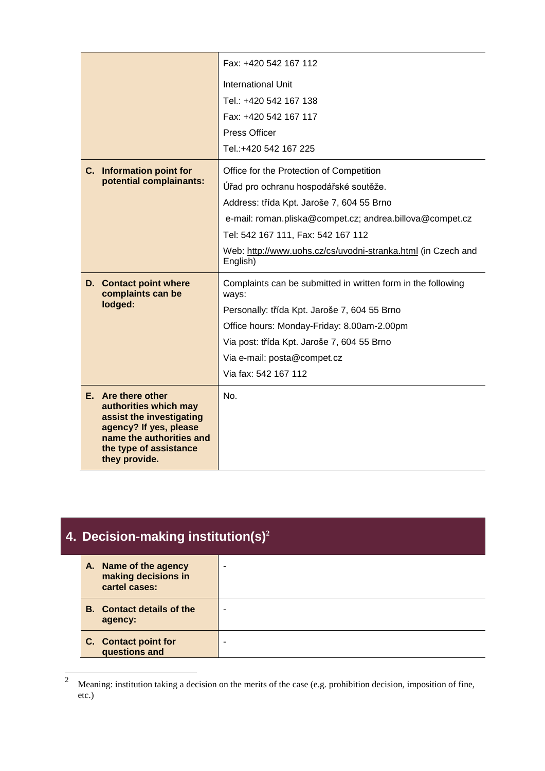| | |
|---|---|
| | Fax: +420 542 167 112<br><br>International Unit<br>Tel.: +420 542 167 138<br>Fax: +420 542 167 117<br>Press Officer<br>Tel.:+420 542 167 225 |
| **C. Information point for potential complainants:** | Office for the Protection of Competition<br>Úřad pro ochranu hospodářské soutěže.<br>Address: třída Kpt. Jaroše 7, 604 55 Brno<br>e-mail: roman.pliska@compet.cz; andrea.billova@compet.cz<br>Tel: 542 167 111, Fax: 542 167 112<br>Web: http://www.uohs.cz/cs/uvodni-stranka.html (in Czech and English) |
| **D. Contact point where complaints can be lodged:** | Complaints can be submitted in written form in the following ways:<br>Personally: třída Kpt. Jaroše 7, 604 55 Brno<br>Office hours: Monday-Friday: 8.00am-2.00pm<br>Via post: třída Kpt. Jaroše 7, 604 55 Brno<br>Via e-mail: posta@compet.cz<br>Via fax: 542 167 112 |
| **E. Are there other authorities which may assist the investigating agency? If yes, please name the authorities and the type of assistance they provide.** | No. |

## 4. Decision-making institution(s)[2]

| | |
|---|---|
| **A. Name of the agency making decisions in cartel cases:** | - |
| **B. Contact details of the agency:** | - |
| **C. Contact point for questions and** | - |

[2] Meaning: institution taking a decision on the merits of the case (e.g. prohibition decision, imposition of fine, etc.)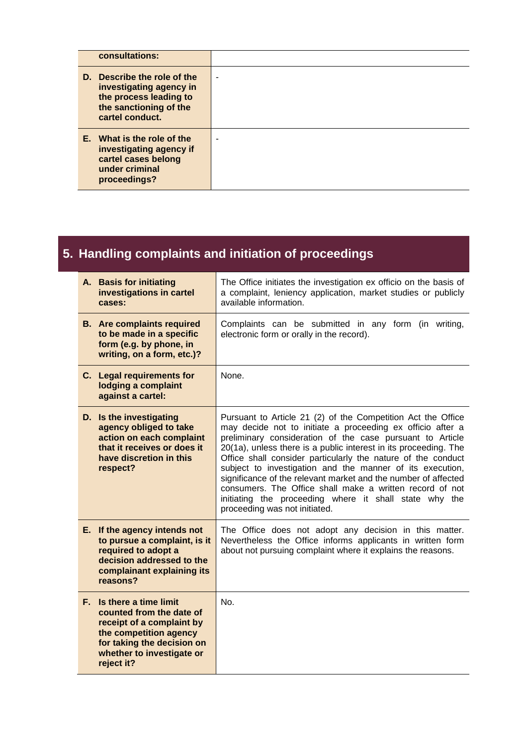| | |
|---|---|
| **consultations:** | |
| **D. Describe the role of the investigating agency in the process leading to the sanctioning of the cartel conduct.** | - |
| **E. What is the role of the investigating agency if cartel cases belong under criminal proceedings?** | - |

## 5. Handling complaints and initiation of proceedings

| | |
|---|---|
| **A. Basis for initiating investigations in cartel cases:** | The Office initiates the investigation ex officio on the basis of a complaint, leniency application, market studies or publicly available information. |
| **B. Are complaints required to be made in a specific form (e.g. by phone, in writing, on a form, etc.)?** | Complaints can be submitted in any form (in writing, electronic form or orally in the record). |
| **C. Legal requirements for lodging a complaint against a cartel:** | None. |
| **D. Is the investigating agency obliged to take action on each complaint that it receives or does it have discretion in this respect?** | Pursuant to Article 21 (2) of the Competition Act the Office may decide not to initiate a proceeding ex officio after a preliminary consideration of the case pursuant to Article 20(1a), unless there is a public interest in its proceeding. The Office shall consider particularly the nature of the conduct subject to investigation and the manner of its execution, significance of the relevant market and the number of affected consumers. The Office shall make a written record of not initiating the proceeding where it shall state why the proceeding was not initiated. |
| **E. If the agency intends not to pursue a complaint, is it required to adopt a decision addressed to the complainant explaining its reasons?** | The Office does not adopt any decision in this matter. Nevertheless the Office informs applicants in written form about not pursuing complaint where it explains the reasons. |
| **F. Is there a time limit counted from the date of receipt of a complaint by the competition agency for taking the decision on whether to investigate or reject it?** | No. |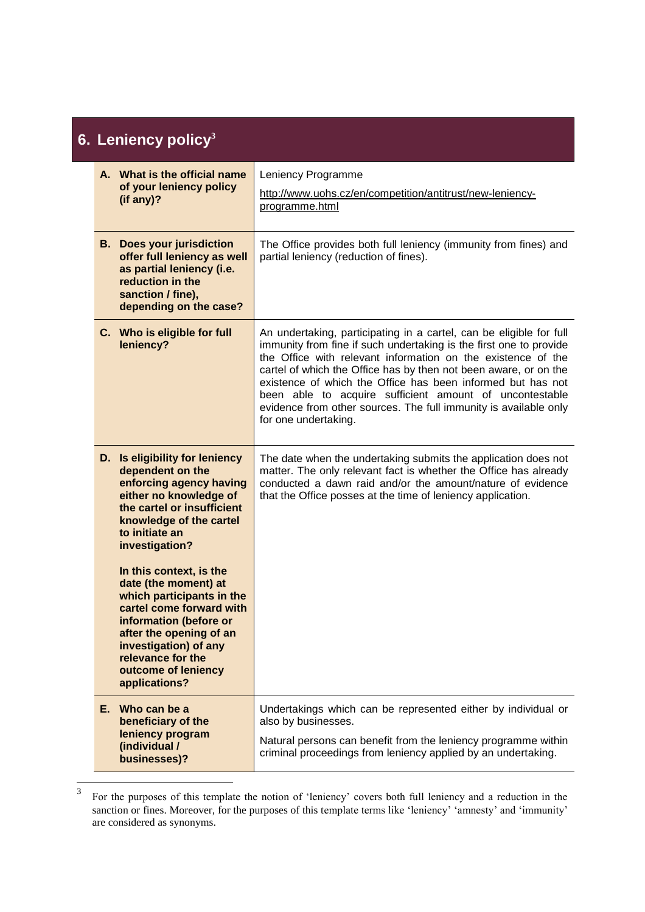## 6. Leniency policy[3]

| | |
|---|---|
| **A. What is the official name of your leniency policy (if any)?** | Leniency Programme<br>http://www.uohs.cz/en/competition/antitrust/new-leniency-programme.html |
| **B. Does your jurisdiction offer full leniency as well as partial leniency (i.e. reduction in the sanction / fine), depending on the case?** | The Office provides both full leniency (immunity from fines) and partial leniency (reduction of fines). |
| **C. Who is eligible for full leniency?** | An undertaking, participating in a cartel, can be eligible for full immunity from fine if such undertaking is the first one to provide the Office with relevant information on the existence of the cartel of which the Office has by then not been aware, or on the existence of which the Office has been informed but has not been able to acquire sufficient amount of uncontestable evidence from other sources. The full immunity is available only for one undertaking. |
| **D. Is eligibility for leniency dependent on the enforcing agency having either no knowledge of the cartel or insufficient knowledge of the cartel to initiate an investigation?**<br><br>**In this context, is the date (the moment) at which participants in the cartel come forward with information (before or after the opening of an investigation) of any relevance for the outcome of leniency applications?** | The date when the undertaking submits the application does not matter. The only relevant fact is whether the Office has already conducted a dawn raid and/or the amount/nature of evidence that the Office posses at the time of leniency application. |
| **E. Who can be a beneficiary of the leniency program (individual / businesses)?** | Undertakings which can be represented either by individual or also by businesses.<br>Natural persons can benefit from the leniency programme within criminal proceedings from leniency applied by an undertaking. |

[3] For the purposes of this template the notion of 'leniency' covers both full leniency and a reduction in the sanction or fines. Moreover, for the purposes of this template terms like 'leniency' 'amnesty' and 'immunity' are considered as synonyms.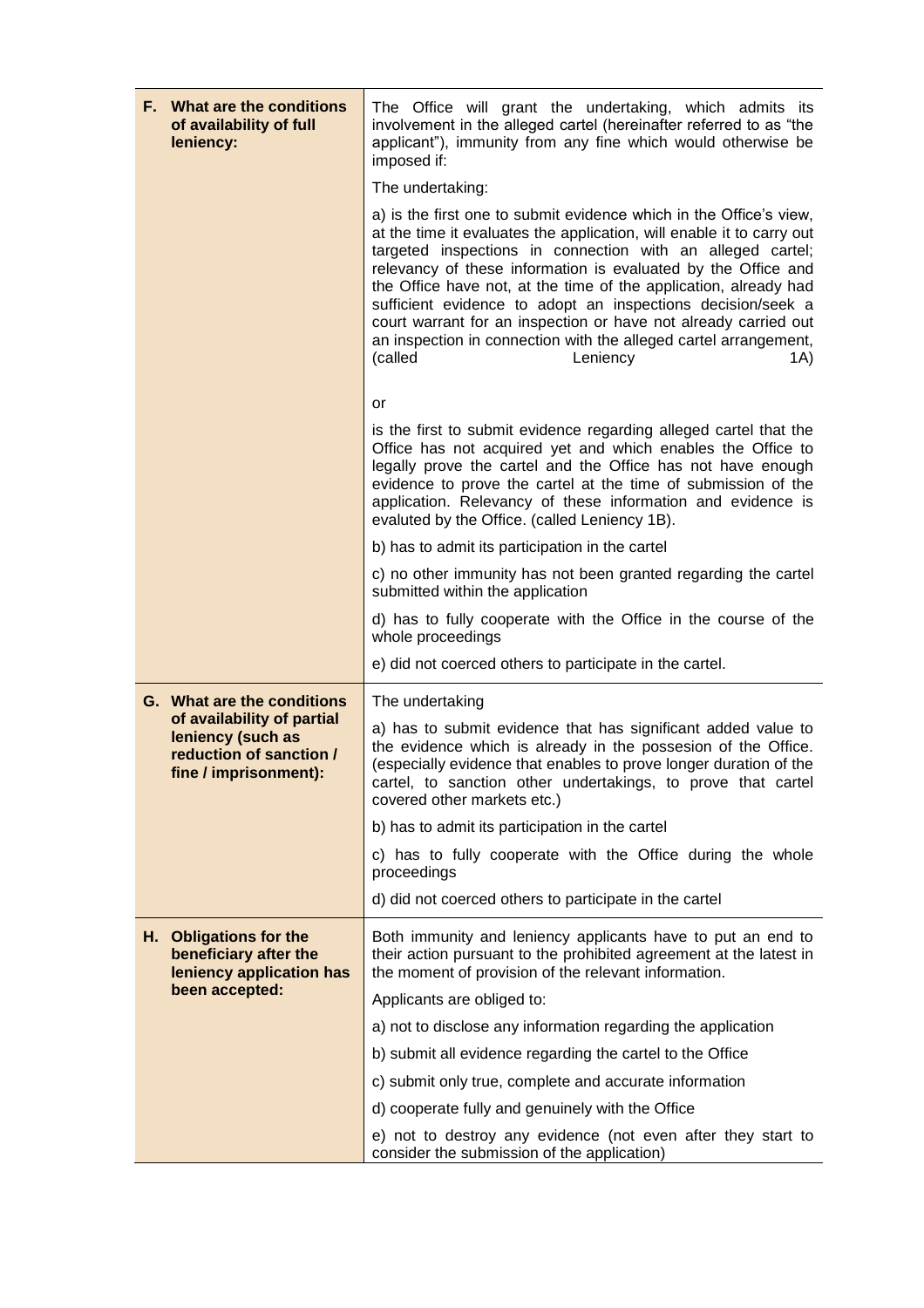| | |
|---|---|
| **F. What are the conditions of availability of full leniency:** | The Office will grant the undertaking, which admits its involvement in the alleged cartel (hereinafter referred to as "the applicant"), immunity from any fine which would otherwise be imposed if:<br><br>The undertaking:<br><br>a) is the first one to submit evidence which in the Office's view, at the time it evaluates the application, will enable it to carry out targeted inspections in connection with an alleged cartel; relevancy of these information is evaluated by the Office and the Office have not, at the time of the application, already had sufficient evidence to adopt an inspections decision/seek a court warrant for an inspection or have not already carried out an inspection in connection with the alleged cartel arrangement, (called Leniency 1A)<br><br>or<br><br>is the first to submit evidence regarding alleged cartel that the Office has not acquired yet and which enables the Office to legally prove the cartel and the Office has not have enough evidence to prove the cartel at the time of submission of the application. Relevancy of these information and evidence is evaluted by the Office. (called Leniency 1B).<br><br>b) has to admit its participation in the cartel<br><br>c) no other immunity has not been granted regarding the cartel submitted within the application<br><br>d) has to fully cooperate with the Office in the course of the whole proceedings<br><br>e) did not coerced others to participate in the cartel. |
| **G. What are the conditions of availability of partial leniency (such as reduction of sanction / fine / imprisonment):** | The undertaking<br><br>a) has to submit evidence that has significant added value to the evidence which is already in the possesion of the Office. (especially evidence that enables to prove longer duration of the cartel, to sanction other undertakings, to prove that cartel covered other markets etc.)<br><br>b) has to admit its participation in the cartel<br><br>c) has to fully cooperate with the Office during the whole proceedings<br><br>d) did not coerced others to participate in the cartel |
| **H. Obligations for the beneficiary after the leniency application has been accepted:** | Both immunity and leniency applicants have to put an end to their action pursuant to the prohibited agreement at the latest in the moment of provision of the relevant information.<br><br>Applicants are obliged to:<br><br>a) not to disclose any information regarding the application<br><br>b) submit all evidence regarding the cartel to the Office<br><br>c) submit only true, complete and accurate information<br><br>d) cooperate fully and genuinely with the Office<br><br>e) not to destroy any evidence (not even after they start to consider the submission of the application) |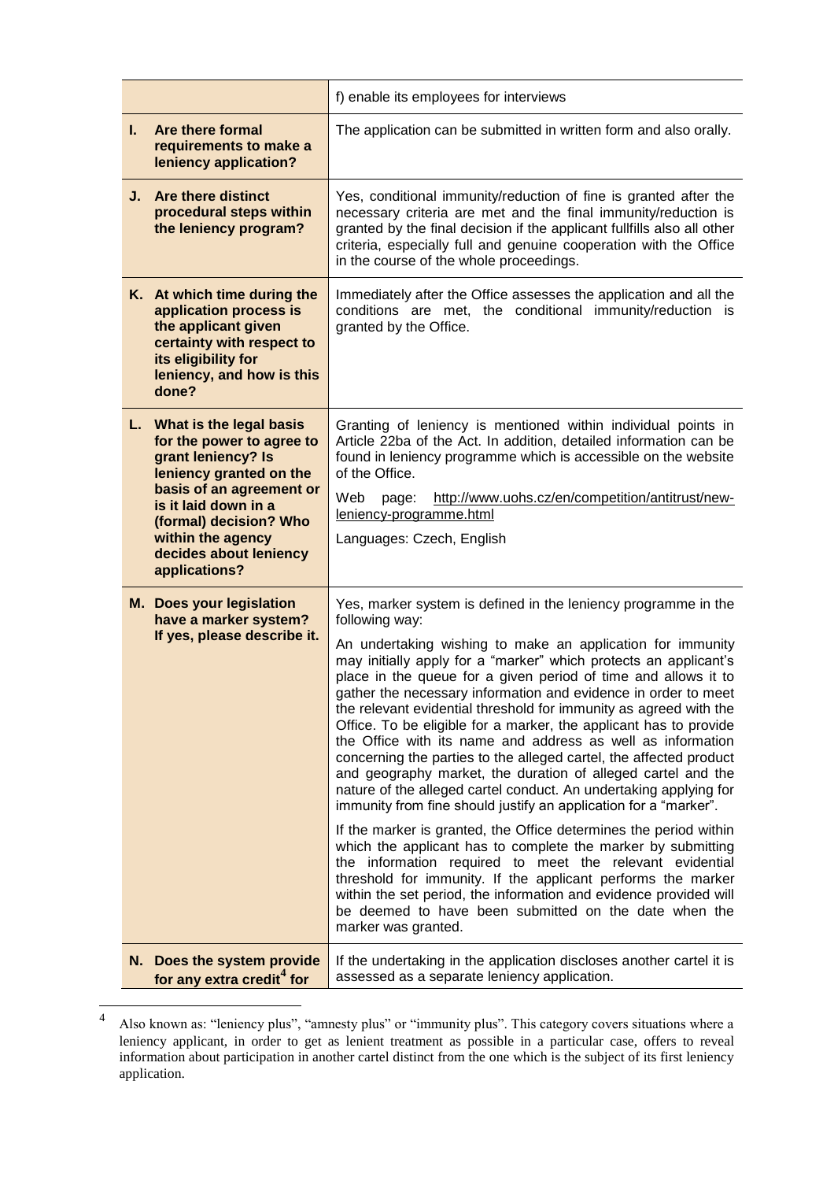| | |
|---|---|
| | f) enable its employees for interviews |
| **I. Are there formal requirements to make a leniency application?** | The application can be submitted in written form and also orally. |
| **J. Are there distinct procedural steps within the leniency program?** | Yes, conditional immunity/reduction of fine is granted after the necessary criteria are met and the final immunity/reduction is granted by the final decision if the applicant fullfills also all other criteria, especially full and genuine cooperation with the Office in the course of the whole proceedings. |
| **K. At which time during the application process is the applicant given certainty with respect to its eligibility for leniency, and how is this done?** | Immediately after the Office assesses the application and all the conditions are met, the conditional immunity/reduction is granted by the Office. |
| **L. What is the legal basis for the power to agree to grant leniency? Is leniency granted on the basis of an agreement or is it laid down in a (formal) decision? Who within the agency decides about leniency applications?** | Granting of leniency is mentioned within individual points in Article 22ba of the Act. In addition, detailed information can be found in leniency programme which is accessible on the website of the Office.<br><br>Web page: http://www.uohs.cz/en/competition/antitrust/new-leniency-programme.html<br><br>Languages: Czech, English |
| **M. Does your legislation have a marker system? If yes, please describe it.** | Yes, marker system is defined in the leniency programme in the following way:<br><br>An undertaking wishing to make an application for immunity may initially apply for a "marker" which protects an applicant's place in the queue for a given period of time and allows it to gather the necessary information and evidence in order to meet the relevant evidential threshold for immunity as agreed with the Office. To be eligible for a marker, the applicant has to provide the Office with its name and address as well as information concerning the parties to the alleged cartel, the affected product and geography market, the duration of alleged cartel and the nature of the alleged cartel conduct. An undertaking applying for immunity from fine should justify an application for a "marker".<br><br>If the marker is granted, the Office determines the period within which the applicant has to complete the marker by submitting the information required to meet the relevant evidential threshold for immunity. If the applicant performs the marker within the set period, the information and evidence provided will be deemed to have been submitted on the date when the marker was granted. |
| **N. Does the system provide for any extra credit[4] for** | If the undertaking in the application discloses another cartel it is assessed as a separate leniency application. |

[4] Also known as: "leniency plus", "amnesty plus" or "immunity plus". This category covers situations where a leniency applicant, in order to get as lenient treatment as possible in a particular case, offers to reveal information about participation in another cartel distinct from the one which is the subject of its first leniency application.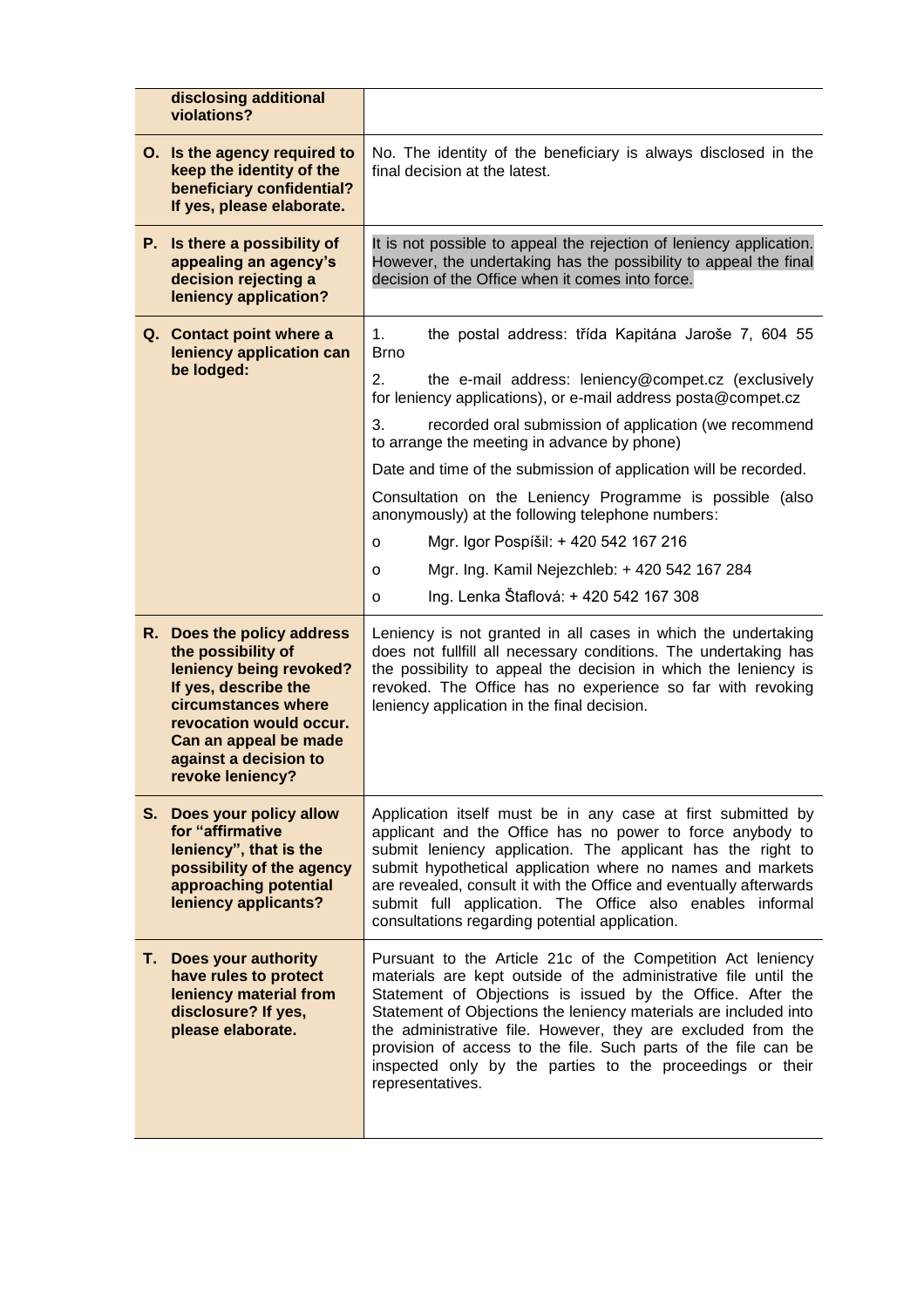| | |
|---|---|
| **disclosing additional violations?** | |
| **O. Is the agency required to keep the identity of the beneficiary confidential? If yes, please elaborate.** | No. The identity of the beneficiary is always disclosed in the final decision at the latest. |
| **P. Is there a possibility of appealing an agency's decision rejecting a leniency application?** | It is not possible to appeal the rejection of leniency application. However, the undertaking has the possibility to appeal the final decision of the Office when it comes into force. |
| **Q. Contact point where a leniency application can be lodged:** | 1. the postal address: třída Kapitána Jaroše 7, 604 55 Brno<br>2. the e-mail address: leniency@compet.cz (exclusively for leniency applications), or e-mail address posta@compet.cz<br>3. recorded oral submission of application (we recommend to arrange the meeting in advance by phone)<br>Date and time of the submission of application will be recorded.<br>Consultation on the Leniency Programme is possible (also anonymously) at the following telephone numbers:<br>o Mgr. Igor Pospíšil: + 420 542 167 216<br>o Mgr. Ing. Kamil Nejezchleb: + 420 542 167 284<br>o Ing. Lenka Štaflová: + 420 542 167 308 |
| **R. Does the policy address the possibility of leniency being revoked? If yes, describe the circumstances where revocation would occur. Can an appeal be made against a decision to revoke leniency?** | Leniency is not granted in all cases in which the undertaking does not fullfill all necessary conditions. The undertaking has the possibility to appeal the decision in which the leniency is revoked. The Office has no experience so far with revoking leniency application in the final decision. |
| **S. Does your policy allow for "affirmative leniency", that is the possibility of the agency approaching potential leniency applicants?** | Application itself must be in any case at first submitted by applicant and the Office has no power to force anybody to submit leniency application. The applicant has the right to submit hypothetical application where no names and markets are revealed, consult it with the Office and eventually afterwards submit full application. The Office also enables informal consultations regarding potential application. |
| **T. Does your authority have rules to protect leniency material from disclosure? If yes, please elaborate.** | Pursuant to the Article 21c of the Competition Act leniency materials are kept outside of the administrative file until the Statement of Objections is issued by the Office. After the Statement of Objections the leniency materials are included into the administrative file. However, they are excluded from the provision of access to the file. Such parts of the file can be inspected only by the parties to the proceedings or their representatives. |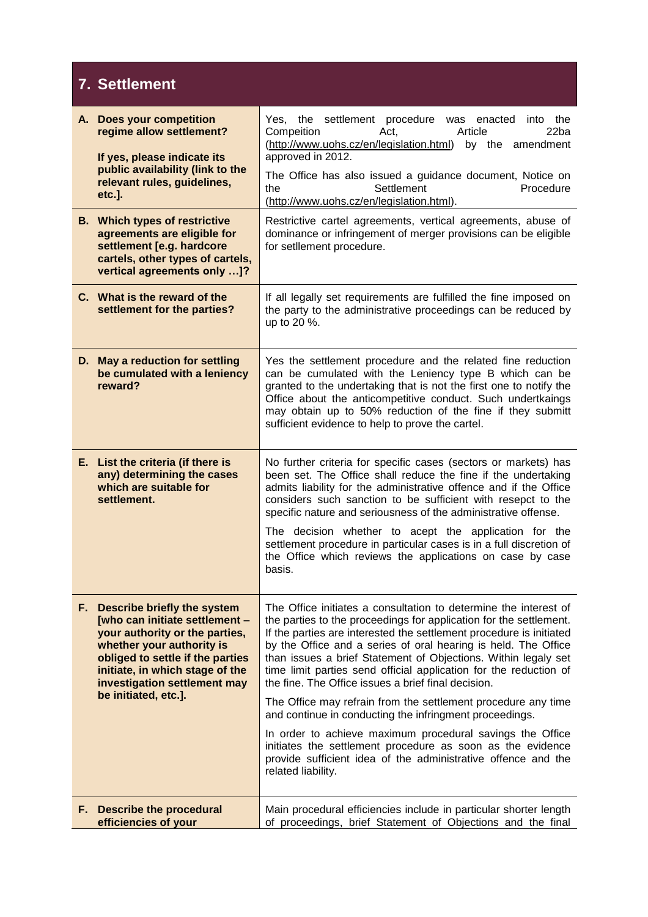## 7. Settlement

| | |
|---|---|
| **A. Does your competition regime allow settlement?**<br><br>**If yes, please indicate its public availability (link to the relevant rules, guidelines, etc.].** | Yes, the settlement procedure was enacted into the Compeition Act, Article 22ba (http://www.uohs.cz/en/legislation.html) by the amendment approved in 2012.<br><br>The Office has also issued a guidance document, Notice on the Settlement Procedure (http://www.uohs.cz/en/legislation.html). |
| **B. Which types of restrictive agreements are eligible for settlement [e.g. hardcore cartels, other types of cartels, vertical agreements only …]?** | Restrictive cartel agreements, vertical agreements, abuse of dominance or infringement of merger provisions can be eligible for setllement procedure. |
| **C. What is the reward of the settlement for the parties?** | If all legally set requirements are fulfilled the fine imposed on the party to the administrative proceedings can be reduced by up to 20 %. |
| **D. May a reduction for settling be cumulated with a leniency reward?** | Yes the settlement procedure and the related fine reduction can be cumulated with the Leniency type B which can be granted to the undertaking that is not the first one to notify the Office about the anticompetitive conduct. Such undertkaings may obtain up to 50% reduction of the fine if they submitt sufficient evidence to help to prove the cartel. |
| **E. List the criteria (if there is any) determining the cases which are suitable for settlement.** | No further criteria for specific cases (sectors or markets) has been set. The Office shall reduce the fine if the undertaking admits liability for the administrative offence and if the Office considers such sanction to be sufficient with resepct to the specific nature and seriousness of the administrative offense.<br><br>The decision whether to acept the application for the settlement procedure in particular cases is in a full discretion of the Office which reviews the applications on case by case basis. |
| **F. Describe briefly the system [who can initiate settlement – your authority or the parties, whether your authority is obliged to settle if the parties initiate, in which stage of the investigation settlement may be initiated, etc.].** | The Office initiates a consultation to determine the interest of the parties to the proceedings for application for the settlement. If the parties are interested the settlement procedure is initiated by the Office and a series of oral hearing is held. The Office than issues a brief Statement of Objections. Within legaly set time limit parties send official application for the reduction of the fine. The Office issues a brief final decision.<br><br>The Office may refrain from the settlement procedure any time and continue in conducting the infringment proceedings.<br><br>In order to achieve maximum procedural savings the Office initiates the settlement procedure as soon as the evidence provide sufficient idea of the administrative offence and the related liability. |
| **F. Describe the procedural efficiencies of your** | Main procedural efficiencies include in particular shorter length of proceedings, brief Statement of Objections and the final |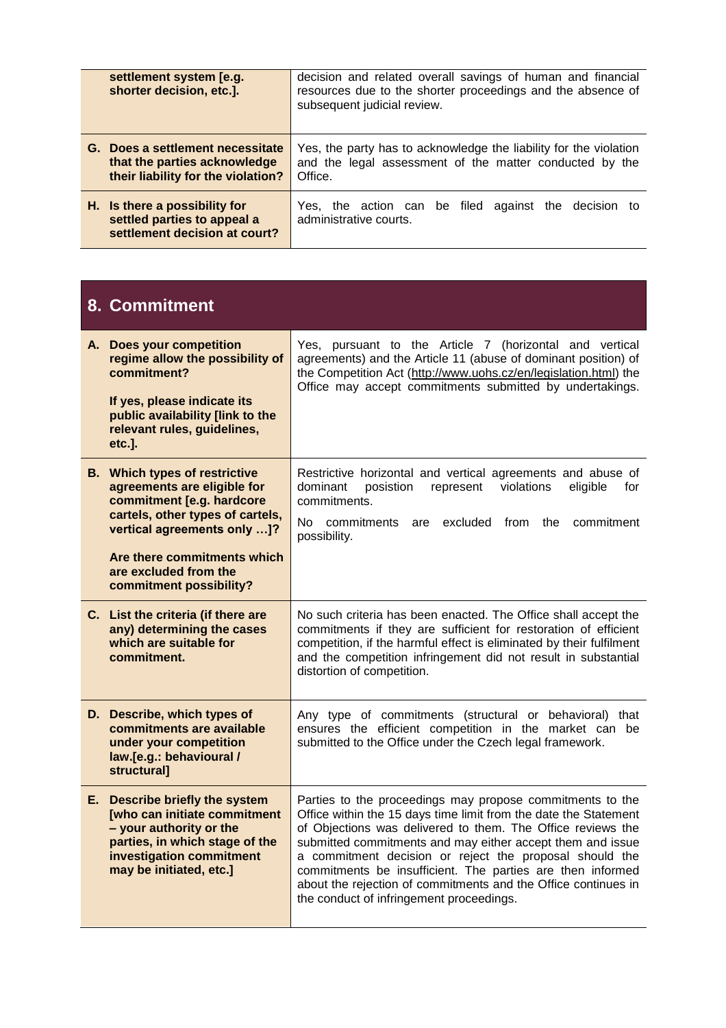| | |
|---|---|
| **settlement system [e.g. shorter decision, etc.].** | decision and related overall savings of human and financial resources due to the shorter proceedings and the absence of subsequent judicial review. |
| **G. Does a settlement necessitate that the parties acknowledge their liability for the violation?** | Yes, the party has to acknowledge the liability for the violation and the legal assessment of the matter conducted by the Office. |
| **H. Is there a possibility for settled parties to appeal a settlement decision at court?** | Yes, the action can be filed against the decision to administrative courts. |

## 8. Commitment

| | |
|---|---|
| **A. Does your competition regime allow the possibility of commitment?**<br><br>**If yes, please indicate its public availability [link to the relevant rules, guidelines, etc.].** | Yes, pursuant to the Article 7 (horizontal and vertical agreements) and the Article 11 (abuse of dominant position) of the Competition Act (http://www.uohs.cz/en/legislation.html) the Office may accept commitments submitted by undertakings. |
| **B. Which types of restrictive agreements are eligible for commitment [e.g. hardcore cartels, other types of cartels, vertical agreements only …]?**<br><br>**Are there commitments which are excluded from the commitment possibility?** | Restrictive horizontal and vertical agreements and abuse of dominant posistion represent violations eligible for commitments.<br><br>No commitments are excluded from the commitment possibility. |
| **C. List the criteria (if there are any) determining the cases which are suitable for commitment.** | No such criteria has been enacted. The Office shall accept the commitments if they are sufficient for restoration of efficient competition, if the harmful effect is eliminated by their fulfilment and the competition infringement did not result in substantial distortion of competition. |
| **D. Describe, which types of commitments are available under your competition law.[e.g.: behavioural / structural]** | Any type of commitments (structural or behavioral) that ensures the efficient competition in the market can be submitted to the Office under the Czech legal framework. |
| **E. Describe briefly the system [who can initiate commitment – your authority or the parties, in which stage of the investigation commitment may be initiated, etc.]** | Parties to the proceedings may propose commitments to the Office within the 15 days time limit from the date the Statement of Objections was delivered to them. The Office reviews the submitted commitments and may either accept them and issue a commitment decision or reject the proposal should the commitments be insufficient. The parties are then informed about the rejection of commitments and the Office continues in the conduct of infringement proceedings. |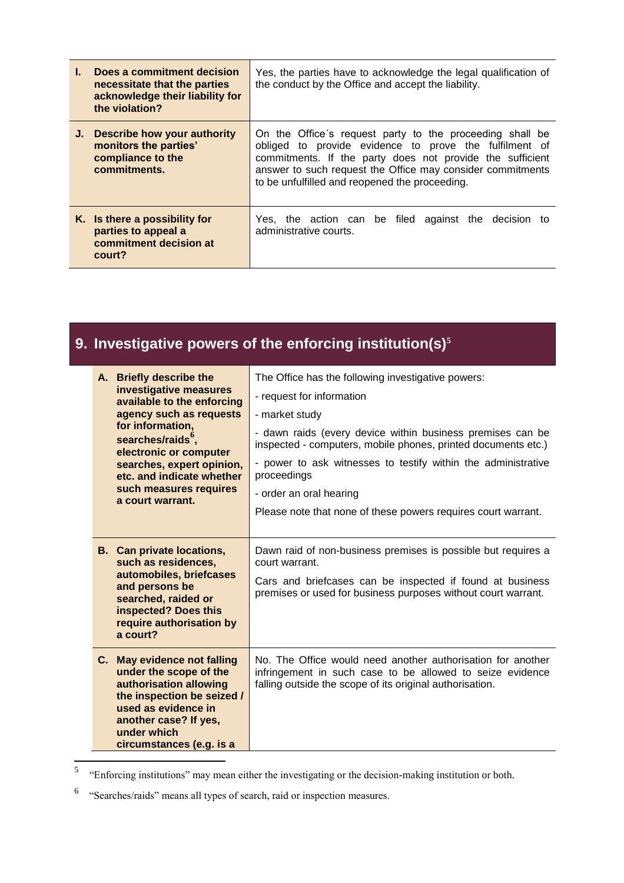| | |
|---|---|
| **I. Does a commitment decision necessitate that the parties acknowledge their liability for the violation?** | Yes, the parties have to acknowledge the legal qualification of the conduct by the Office and accept the liability. |
| **J. Describe how your authority monitors the parties' compliance to the commitments.** | On the Office´s request party to the proceeding shall be obliged to provide evidence to prove the fulfilment of commitments. If the party does not provide the sufficient answer to such request the Office may consider commitments to be unfulfilled and reopened the proceeding. |
| **K. Is there a possibility for parties to appeal a commitment decision at court?** | Yes, the action can be filed against the decision to administrative courts. |

## 9. Investigative powers of the enforcing institution(s)[5]

| | |
|---|---|
| **A. Briefly describe the investigative measures available to the enforcing agency such as requests for information, searches/raids[6], electronic or computer searches, expert opinion, etc. and indicate whether such measures requires a court warrant.** | The Office has the following investigative powers:<br>- request for information<br>- market study<br>- dawn raids (every device within business premises can be inspected - computers, mobile phones, printed documents etc.)<br>- power to ask witnesses to testify within the administrative proceedings<br>- order an oral hearing<br>Please note that none of these powers requires court warrant. |
| **B. Can private locations, such as residences, automobiles, briefcases and persons be searched, raided or inspected? Does this require authorisation by a court?** | Dawn raid of non-business premises is possible but requires a court warrant.<br>Cars and briefcases can be inspected if found at business premises or used for business purposes without court warrant. |
| **C. May evidence not falling under the scope of the authorisation allowing the inspection be seized / used as evidence in another case? If yes, under which circumstances (e.g. is a** | No. The Office would need another authorisation for another infringement in such case to be allowed to seize evidence falling outside the scope of its original authorisation. |

[5] "Enforcing institutions" may mean either the investigating or the decision-making institution or both.

[6] "Searches/raids" means all types of search, raid or inspection measures.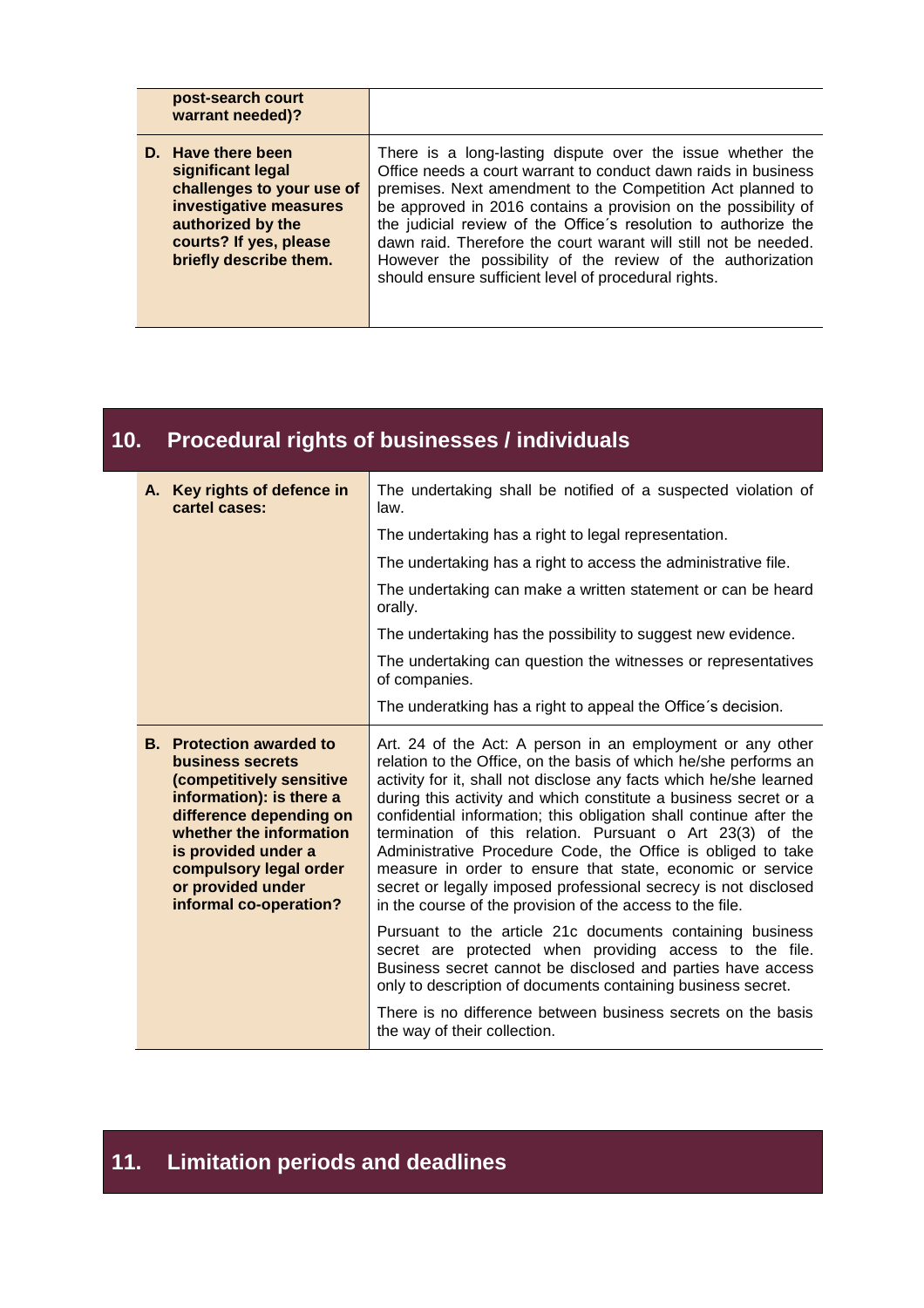| | |
|---|---|
| **post-search court warrant needed)?** | |
| **D. Have there been significant legal challenges to your use of investigative measures authorized by the courts? If yes, please briefly describe them.** | There is a long-lasting dispute over the issue whether the Office needs a court warrant to conduct dawn raids in business premises. Next amendment to the Competition Act planned to be approved in 2016 contains a provision on the possibility of the judicial review of the Office´s resolution to authorize the dawn raid. Therefore the court warant will still not be needed. However the possibility of the review of the authorization should ensure sufficient level of procedural rights. |

## 10. Procedural rights of businesses / individuals

| | |
|---|---|
| **A. Key rights of defence in cartel cases:** | The undertaking shall be notified of a suspected violation of law.<br><br>The undertaking has a right to legal representation.<br><br>The undertaking has a right to access the administrative file.<br><br>The undertaking can make a written statement or can be heard orally.<br><br>The undertaking has the possibility to suggest new evidence.<br><br>The undertaking can question the witnesses or representatives of companies.<br><br>The underatking has a right to appeal the Office´s decision. |
| **B. Protection awarded to business secrets (competitively sensitive information): is there a difference depending on whether the information is provided under a compulsory legal order or provided under informal co-operation?** | Art. 24 of the Act: A person in an employment or any other relation to the Office, on the basis of which he/she performs an activity for it, shall not disclose any facts which he/she learned during this activity and which constitute a business secret or a confidential information; this obligation shall continue after the termination of this relation. Pursuant o Art 23(3) of the Administrative Procedure Code, the Office is obliged to take measure in order to ensure that state, economic or service secret or legally imposed professional secrecy is not disclosed in the course of the provision of the access to the file.<br><br>Pursuant to the article 21c documents containing business secret are protected when providing access to the file. Business secret cannot be disclosed and parties have access only to description of documents containing business secret.<br><br>There is no difference between business secrets on the basis the way of their collection. |

## 11. Limitation periods and deadlines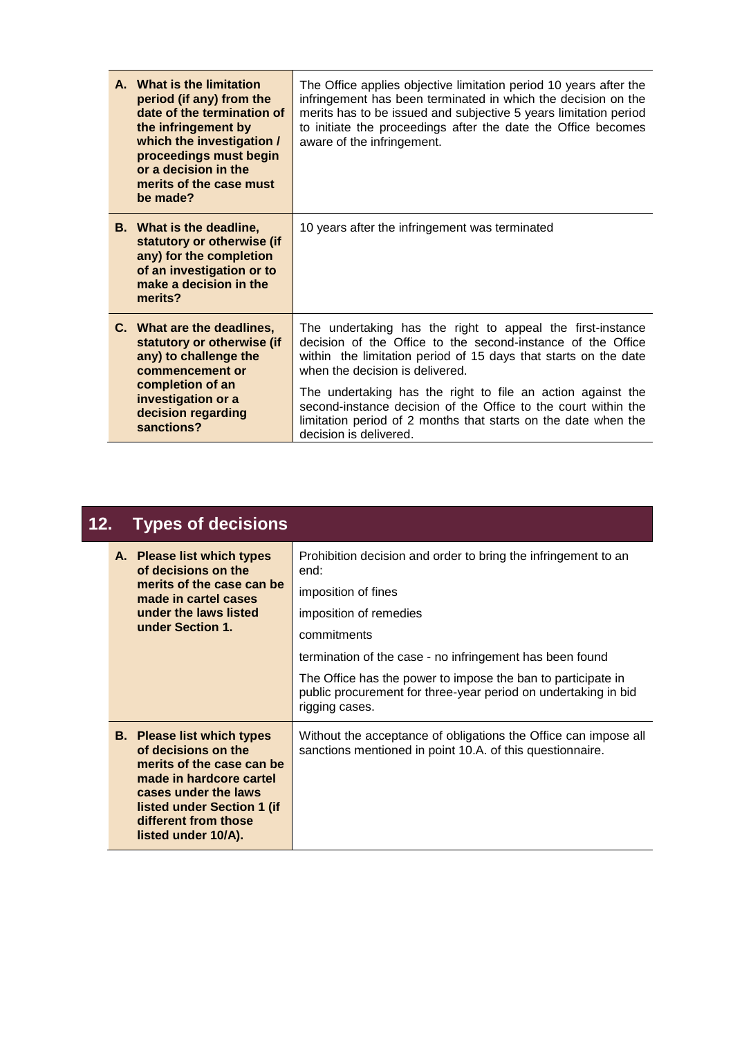| | |
|---|---|
| **A. What is the limitation period (if any) from the date of the termination of the infringement by which the investigation / proceedings must begin or a decision in the merits of the case must be made?** | The Office applies objective limitation period 10 years after the infringement has been terminated in which the decision on the merits has to be issued and subjective 5 years limitation period to initiate the proceedings after the date the Office becomes aware of the infringement. |
| **B. What is the deadline, statutory or otherwise (if any) for the completion of an investigation or to make a decision in the merits?** | 10 years after the infringement was terminated |
| **C. What are the deadlines, statutory or otherwise (if any) to challenge the commencement or completion of an investigation or a decision regarding sanctions?** | The undertaking has the right to appeal the first-instance decision of the Office to the second-instance of the Office within the limitation period of 15 days that starts on the date when the decision is delivered.<br><br>The undertaking has the right to file an action against the second-instance decision of the Office to the court within the limitation period of 2 months that starts on the date when the decision is delivered. |

## 12. Types of decisions

| | |
|---|---|
| **A. Please list which types of decisions on the merits of the case can be made in cartel cases under the laws listed under Section 1.** | Prohibition decision and order to bring the infringement to an end:<br><br>imposition of fines<br><br>imposition of remedies<br><br>commitments<br><br>termination of the case - no infringement has been found<br><br>The Office has the power to impose the ban to participate in public procurement for three-year period on undertaking in bid rigging cases. |
| **B. Please list which types of decisions on the merits of the case can be made in hardcore cartel cases under the laws listed under Section 1 (if different from those listed under 10/A).** | Without the acceptance of obligations the Office can impose all sanctions mentioned in point 10.A. of this questionnaire. |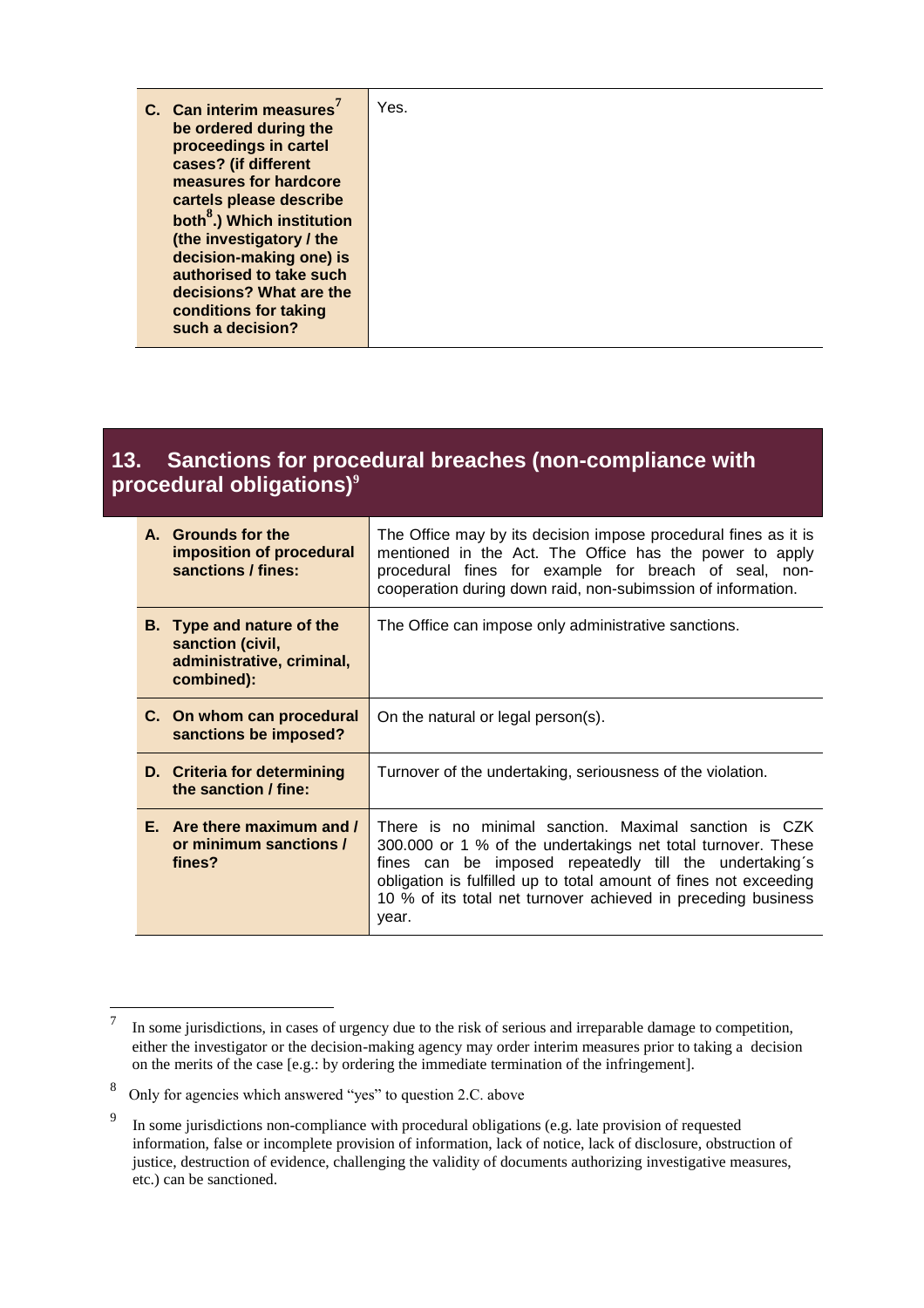| | |
|---|---|
| **C. Can interim measures[7] be ordered during the proceedings in cartel cases? (if different measures for hardcore cartels please describe both[8].) Which institution (the investigatory / the decision-making one) is authorised to take such decisions? What are the conditions for taking such a decision?** | Yes. |

## 13. Sanctions for procedural breaches (non-compliance with procedural obligations)[9]

| | |
|---|---|
| **A. Grounds for the imposition of procedural sanctions / fines:** | The Office may by its decision impose procedural fines as it is mentioned in the Act. The Office has the power to apply procedural fines for example for breach of seal, non-cooperation during down raid, non-subimssion of information. |
| **B. Type and nature of the sanction (civil, administrative, criminal, combined):** | The Office can impose only administrative sanctions. |
| **C. On whom can procedural sanctions be imposed?** | On the natural or legal person(s). |
| **D. Criteria for determining the sanction / fine:** | Turnover of the undertaking, seriousness of the violation. |
| **E. Are there maximum and / or minimum sanctions / fines?** | There is no minimal sanction. Maximal sanction is CZK 300.000 or 1 % of the undertakings net total turnover. These fines can be imposed repeatedly till the undertaking´s obligation is fulfilled up to total amount of fines not exceeding 10 % of its total net turnover achieved in preceding business year. |

---

[7] In some jurisdictions, in cases of urgency due to the risk of serious and irreparable damage to competition, either the investigator or the decision-making agency may order interim measures prior to taking a decision on the merits of the case [e.g.: by ordering the immediate termination of the infringement].

[8] Only for agencies which answered "yes" to question 2.C. above

[9] In some jurisdictions non-compliance with procedural obligations (e.g. late provision of requested information, false or incomplete provision of information, lack of notice, lack of disclosure, obstruction of justice, destruction of evidence, challenging the validity of documents authorizing investigative measures, etc.) can be sanctioned.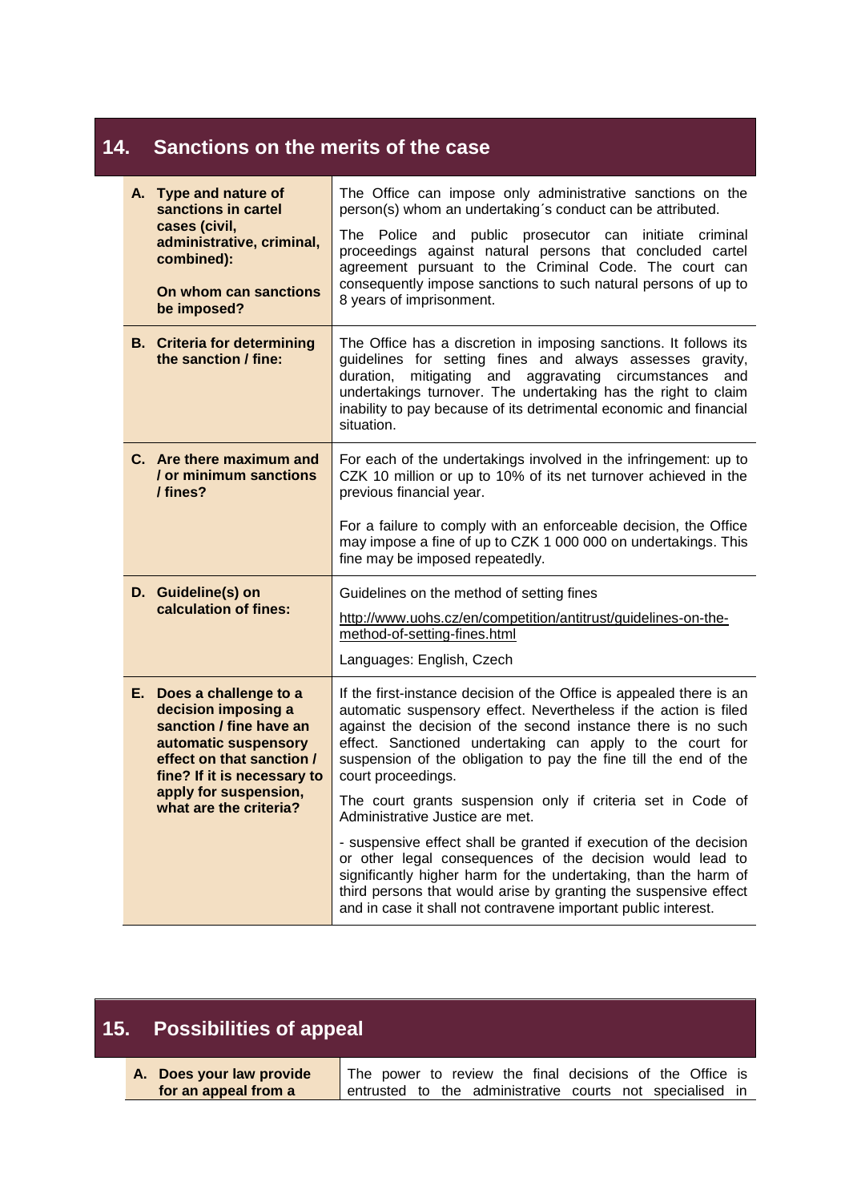## 14. Sanctions on the merits of the case

| | |
|---|---|
| **A. Type and nature of sanctions in cartel cases (civil, administrative, criminal, combined):**<br><br>**On whom can sanctions be imposed?** | The Office can impose only administrative sanctions on the person(s) whom an undertaking´s conduct can be attributed.<br><br>The Police and public prosecutor can initiate criminal proceedings against natural persons that concluded cartel agreement pursuant to the Criminal Code. The court can consequently impose sanctions to such natural persons of up to 8 years of imprisonment. |
| **B. Criteria for determining the sanction / fine:** | The Office has a discretion in imposing sanctions. It follows its guidelines for setting fines and always assesses gravity, duration, mitigating and aggravating circumstances and undertakings turnover. The undertaking has the right to claim inability to pay because of its detrimental economic and financial situation. |
| **C. Are there maximum and / or minimum sanctions / fines?** | For each of the undertakings involved in the infringement: up to CZK 10 million or up to 10% of its net turnover achieved in the previous financial year.<br><br>For a failure to comply with an enforceable decision, the Office may impose a fine of up to CZK 1 000 000 on undertakings. This fine may be imposed repeatedly. |
| **D. Guideline(s) on calculation of fines:** | Guidelines on the method of setting fines<br><br>http://www.uohs.cz/en/competition/antitrust/guidelines-on-the-method-of-setting-fines.html<br><br>Languages: English, Czech |
| **E. Does a challenge to a decision imposing a sanction / fine have an automatic suspensory effect on that sanction / fine? If it is necessary to apply for suspension, what are the criteria?** | If the first-instance decision of the Office is appealed there is an automatic suspensory effect. Nevertheless if the action is filed against the decision of the second instance there is no such effect. Sanctioned undertaking can apply to the court for suspension of the obligation to pay the fine till the end of the court proceedings.<br><br>The court grants suspension only if criteria set in Code of Administrative Justice are met.<br><br>- suspensive effect shall be granted if execution of the decision or other legal consequences of the decision would lead to significantly higher harm for the undertaking, than the harm of third persons that would arise by granting the suspensive effect and in case it shall not contravene important public interest. |

## 15. Possibilities of appeal

| | |
|---|---|
| **A. Does your law provide for an appeal from a** | The power to review the final decisions of the Office is entrusted to the administrative courts not specialised in |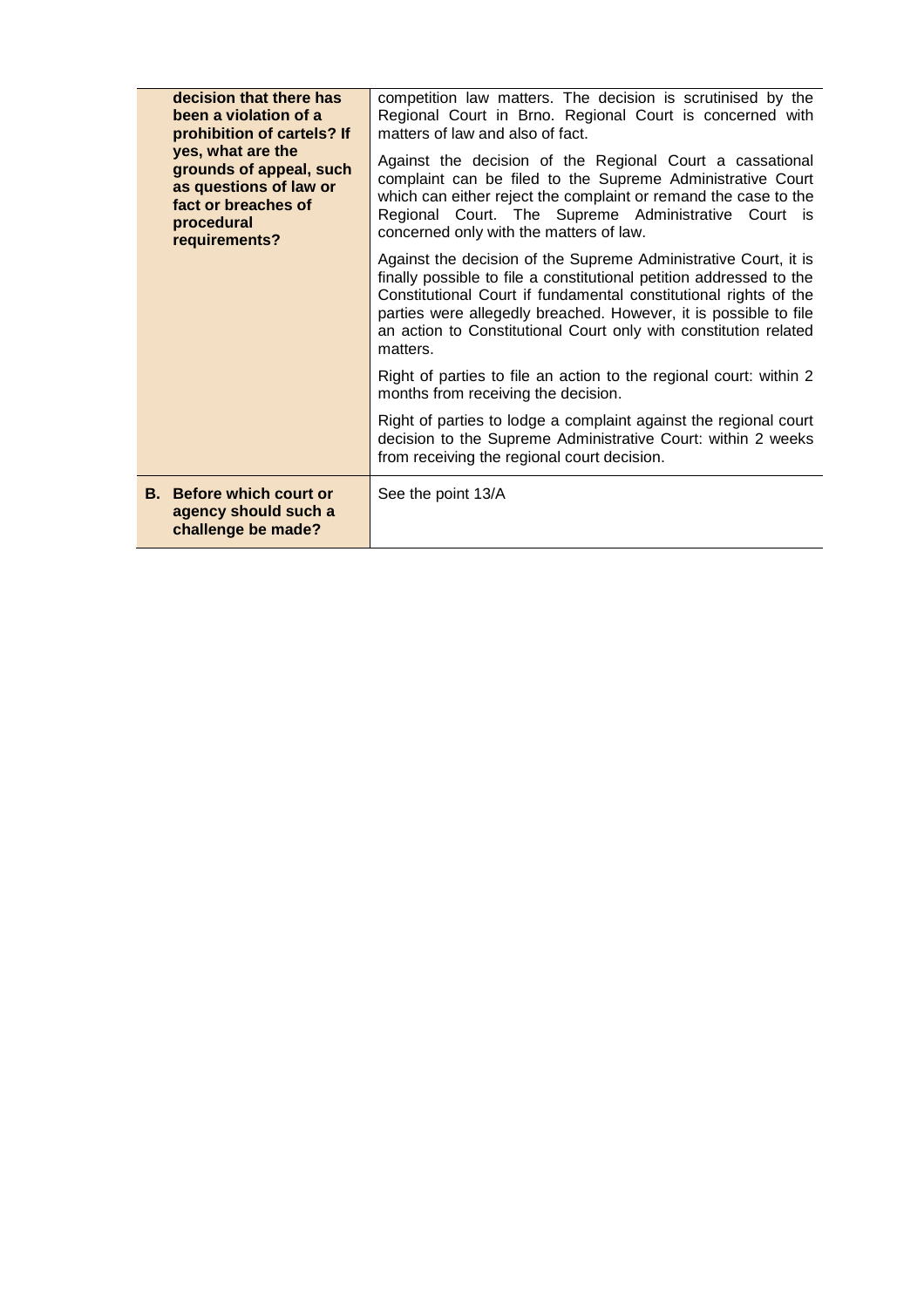| | |
|---|---|
| **decision that there has been a violation of a prohibition of cartels? If yes, what are the grounds of appeal, such as questions of law or fact or breaches of procedural requirements?** | competition law matters. The decision is scrutinised by the Regional Court in Brno. Regional Court is concerned with matters of law and also of fact.<br><br>Against the decision of the Regional Court a cassational complaint can be filed to the Supreme Administrative Court which can either reject the complaint or remand the case to the Regional Court. The Supreme Administrative Court is concerned only with the matters of law.<br><br>Against the decision of the Supreme Administrative Court, it is finally possible to file a constitutional petition addressed to the Constitutional Court if fundamental constitutional rights of the parties were allegedly breached. However, it is possible to file an action to Constitutional Court only with constitution related matters.<br><br>Right of parties to file an action to the regional court: within 2 months from receiving the decision.<br><br>Right of parties to lodge a complaint against the regional court decision to the Supreme Administrative Court: within 2 weeks from receiving the regional court decision. |
| **B. Before which court or agency should such a challenge be made?** | See the point 13/A |